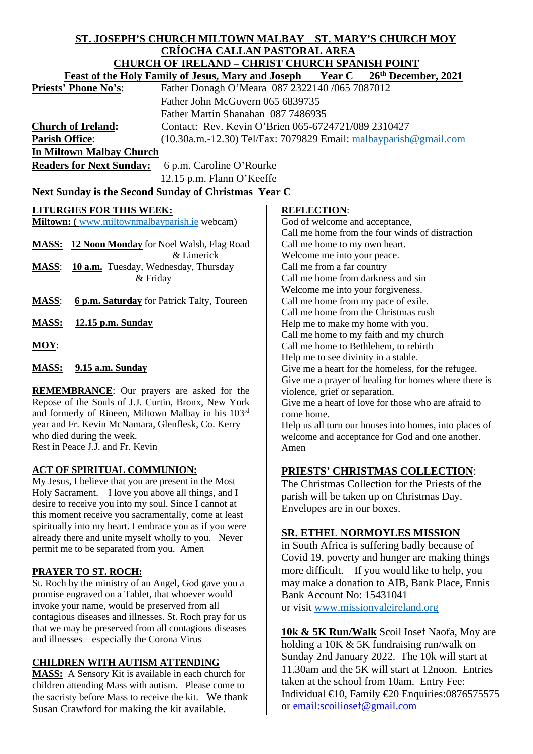# ST. JOSEPH'S CHURCH MILTOWN MALBAY ST. MARY'S CHURCH MOY

## CRÍOCHA CALLAN PASTORAL AREA

## CHURCH OF IRELAND – CHRIST CHURCH SPANISH POINT

**Feast of the Holy Family of Jesus, Mary and Joseph Year C 26th December, 2021**

**Priests' Phone No's**: Father Donagh O'Meara 087 2322140 /065 7087012
Father John McGovern 065 6839735
Father Martin Shanahan 087 7486935

**Church of Ireland**: Contact: Rev. Kevin O'Brien 065-6724721/089 2310427

**Parish Office**: (10.30a.m.-12.30) Tel/Fax: 7079829 Email: malbayparish@gmail.com

**In Miltown Malbay Church**

**Readers for Next Sunday:** 6 p.m. Caroline O'Rourke
12.15 p.m. Flann O'Keeffe

**Next Sunday is the Second Sunday of Christmas Year C**

**LITURGIES FOR THIS WEEK:**

**Miltown: (** www.miltownmalbayparish.ie webcam)

**MASS:** **12 Noon Monday** for Noel Walsh, Flag Road & Limerick

**MASS**: **10 a.m.** Tuesday, Wednesday, Thursday & Friday

**MASS**: **6 p.m. Saturday** for Patrick Talty, Toureen

**MASS:** **12.15 p.m. Sunday**

**MOY**:

**MASS:** **9.15 a.m. Sunday**

**REMEMBRANCE**: Our prayers are asked for the Repose of the Souls of J.J. Curtin, Bronx, New York and formerly of Rineen, Miltown Malbay in his 103rd year and Fr. Kevin McNamara, Glenflesk, Co. Kerry who died during the week.
Rest in Peace J.J. and Fr. Kevin

**ACT OF SPIRITUAL COMMUNION:**
My Jesus, I believe that you are present in the Most Holy Sacrament. I love you above all things, and I desire to receive you into my soul. Since I cannot at this moment receive you sacramentally, come at least spiritually into my heart. I embrace you as if you were already there and unite myself wholly to you. Never permit me to be separated from you. Amen

**PRAYER TO ST. ROCH:**
St. Roch by the ministry of an Angel, God gave you a promise engraved on a Tablet, that whoever would invoke your name, would be preserved from all contagious diseases and illnesses. St. Roch pray for us that we may be preserved from all contagious diseases and illnesses – especially the Corona Virus

**CHILDREN WITH AUTISM ATTENDING MASS:** A Sensory Kit is available in each church for children attending Mass with autism. Please come to the sacristy before Mass to receive the kit. We thank Susan Crawford for making the kit available.

**REFLECTION**:
God of welcome and acceptance,
Call me home from the four winds of distraction
Call me home to my own heart.
Welcome me into your peace.
Call me from a far country
Call me home from darkness and sin
Welcome me into your forgiveness.
Call me home from my pace of exile.
Call me home from the Christmas rush
Help me to make my home with you.
Call me home to my faith and my church
Call me home to Bethlehem, to rebirth
Help me to see divinity in a stable.
Give me a heart for the homeless, for the refugee.
Give me a prayer of healing for homes where there is violence, grief or separation.
Give me a heart of love for those who are afraid to come home.
Help us all turn our houses into homes, into places of welcome and acceptance for God and one another.
Amen

**PRIESTS' CHRISTMAS COLLECTION**:
The Christmas Collection for the Priests of the parish will be taken up on Christmas Day. Envelopes are in our boxes.

**SR. ETHEL NORMOYLES MISSION**
in South Africa is suffering badly because of Covid 19, poverty and hunger are making things more difficult. If you would like to help, you may make a donation to AIB, Bank Place, Ennis Bank Account No: 15431041
or visit www.missionvaleireland.org

**10k & 5K Run/Walk** Scoil Iosef Naofa, Moy are holding a 10K & 5K fundraising run/walk on Sunday 2nd January 2022. The 10k will start at 11.30am and the 5K will start at 12noon. Entries taken at the school from 10am. Entry Fee: Individual €10, Family €20 Enquiries:0876575575 or email:scoiliosef@gmail.com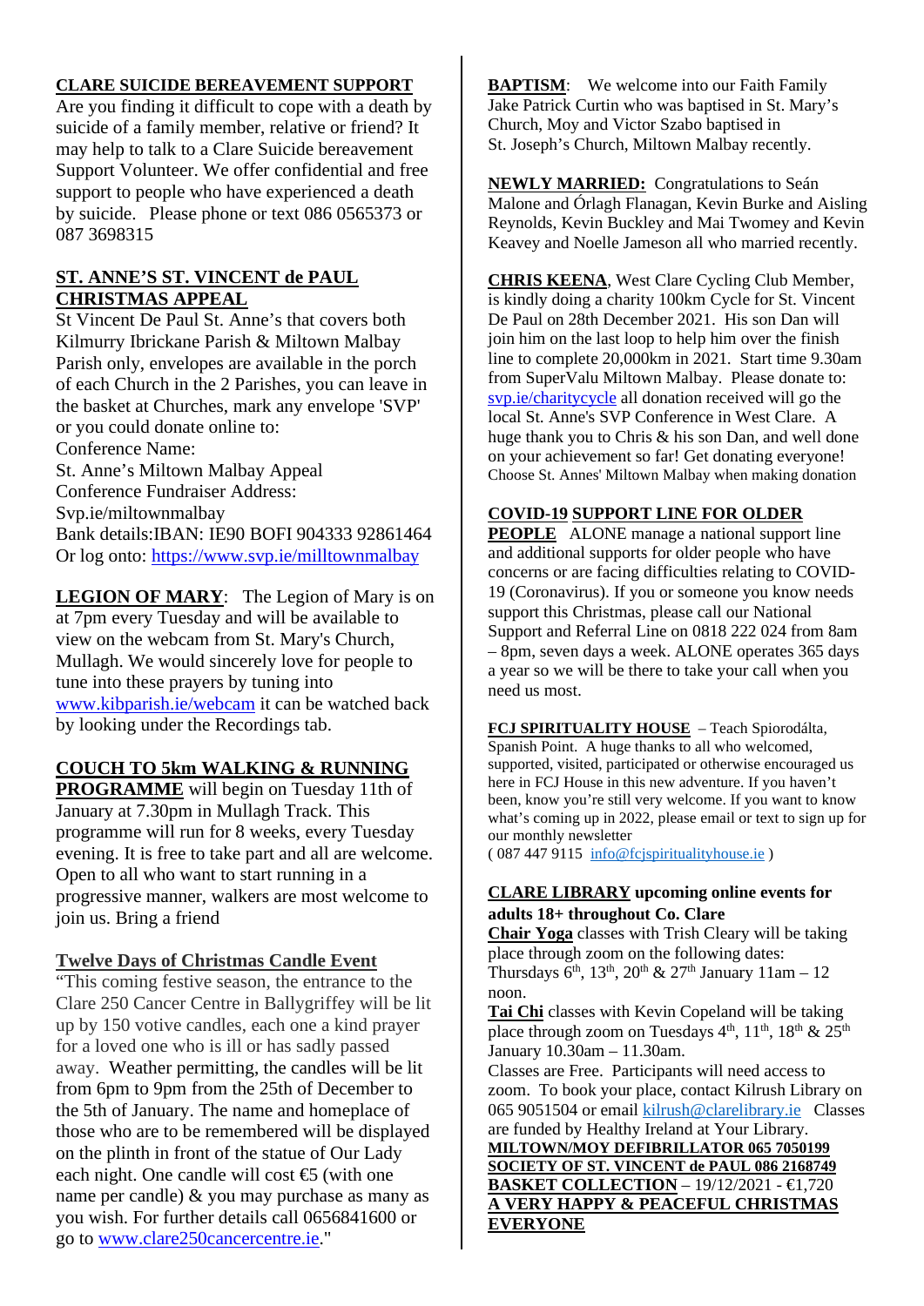**CLARE SUICIDE BEREAVEMENT SUPPORT**

Are you finding it difficult to cope with a death by suicide of a family member, relative or friend? It may help to talk to a Clare Suicide bereavement Support Volunteer. We offer confidential and free support to people who have experienced a death by suicide. Please phone or text 086 0565373 or 087 3698315

**ST. ANNE'S ST. VINCENT de PAUL CHRISTMAS APPEAL**

St Vincent De Paul St. Anne's that covers both Kilmurry Ibrickane Parish & Miltown Malbay Parish only, envelopes are available in the porch of each Church in the 2 Parishes, you can leave in the basket at Churches, mark any envelope 'SVP' or you could donate online to:
Conference Name:
St. Anne's Miltown Malbay Appeal
Conference Fundraiser Address:
Svp.ie/miltownmalbay
Bank details:IBAN: IE90 BOFI 904333 92861464
Or log onto: https://www.svp.ie/milltownmalbay

**LEGION OF MARY**: The Legion of Mary is on at 7pm every Tuesday and will be available to view on the webcam from St. Mary's Church, Mullagh. We would sincerely love for people to tune into these prayers by tuning into www.kibparish.ie/webcam it can be watched back by looking under the Recordings tab.

**COUCH TO 5km WALKING & RUNNING PROGRAMME** will begin on Tuesday 11th of January at 7.30pm in Mullagh Track. This programme will run for 8 weeks, every Tuesday evening. It is free to take part and all are welcome. Open to all who want to start running in a progressive manner, walkers are most welcome to join us. Bring a friend

**Twelve Days of Christmas Candle Event**

"This coming festive season, the entrance to the Clare 250 Cancer Centre in Ballygriffey will be lit up by 150 votive candles, each one a kind prayer for a loved one who is ill or has sadly passed away. Weather permitting, the candles will be lit from 6pm to 9pm from the 25th of December to the 5th of January. The name and homeplace of those who are to be remembered will be displayed on the plinth in front of the statue of Our Lady each night. One candle will cost €5 (with one name per candle) & you may purchase as many as you wish. For further details call 0656841600 or go to www.clare250cancercentre.ie."

**BAPTISM**: We welcome into our Faith Family Jake Patrick Curtin who was baptised in St. Mary's Church, Moy and Victor Szabo baptised in St. Joseph's Church, Miltown Malbay recently.

**NEWLY MARRIED:** Congratulations to Seán Malone and Órlagh Flanagan, Kevin Burke and Aisling Reynolds, Kevin Buckley and Mai Twomey and Kevin Keavey and Noelle Jameson all who married recently.

**CHRIS KEENA**, West Clare Cycling Club Member, is kindly doing a charity 100km Cycle for St. Vincent De Paul on 28th December 2021. His son Dan will join him on the last loop to help him over the finish line to complete 20,000km in 2021. Start time 9.30am from SuperValu Miltown Malbay. Please donate to: svp.ie/charitycycle all donation received will go the local St. Anne's SVP Conference in West Clare. A huge thank you to Chris & his son Dan, and well done on your achievement so far! Get donating everyone! Choose St. Annes' Miltown Malbay when making donation

**COVID-19 SUPPORT LINE FOR OLDER PEOPLE** ALONE manage a national support line and additional supports for older people who have concerns or are facing difficulties relating to COVID-19 (Coronavirus). If you or someone you know needs support this Christmas, please call our National Support and Referral Line on 0818 222 024 from 8am – 8pm, seven days a week. ALONE operates 365 days a year so we will be there to take your call when you need us most.

**FCJ SPIRITUALITY HOUSE** – Teach Spiorodálta, Spanish Point. A huge thanks to all who welcomed, supported, visited, participated or otherwise encouraged us here in FCJ House in this new adventure. If you haven't been, know you're still very welcome. If you want to know what's coming up in 2022, please email or text to sign up for our monthly newsletter
( 087 447 9115 info@fcjspiritualityhouse.ie )

**CLARE LIBRARY upcoming online events for adults 18+ throughout Co. Clare**

**Chair Yoga** classes with Trish Cleary will be taking place through zoom on the following dates:
Thursdays 6th, 13th, 20th & 27th January 11am – 12 noon.

**Tai Chi** classes with Kevin Copeland will be taking place through zoom on Tuesdays 4th, 11th, 18th & 25th January 10.30am – 11.30am.

Classes are Free. Participants will need access to zoom. To book your place, contact Kilrush Library on 065 9051504 or email kilrush@clarelibrary.ie Classes are funded by Healthy Ireland at Your Library.

**MILTOWN/MOY DEFIBRILLATOR 065 7050199**

**SOCIETY OF ST. VINCENT de PAUL 086 2168749**

**BASKET COLLECTION** – 19/12/2021 - €1,720

**A VERY HAPPY & PEACEFUL CHRISTMAS EVERYONE**